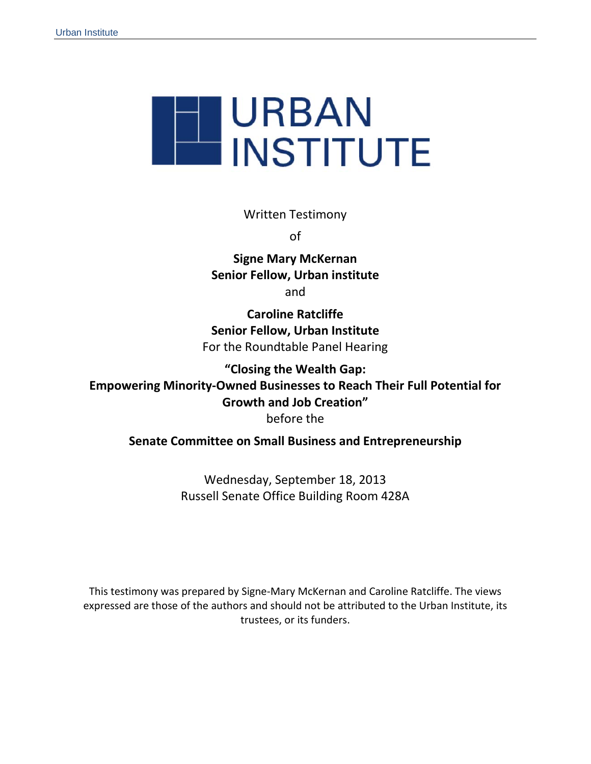URBAN INSTITUTE

Written Testimony

of

**Signe Mary McKernan**
**Senior Fellow, Urban institute**

and

**Caroline Ratcliffe**
**Senior Fellow, Urban Institute**

For the Roundtable Panel Hearing

**"Closing the Wealth Gap: Empowering Minority-Owned Businesses to Reach Their Full Potential for Growth and Job Creation"**

before the

**Senate Committee on Small Business and Entrepreneurship**

Wednesday, September 18, 2013
Russell Senate Office Building Room 428A

This testimony was prepared by Signe-Mary McKernan and Caroline Ratcliffe. The views expressed are those of the authors and should not be attributed to the Urban Institute, its trustees, or its funders.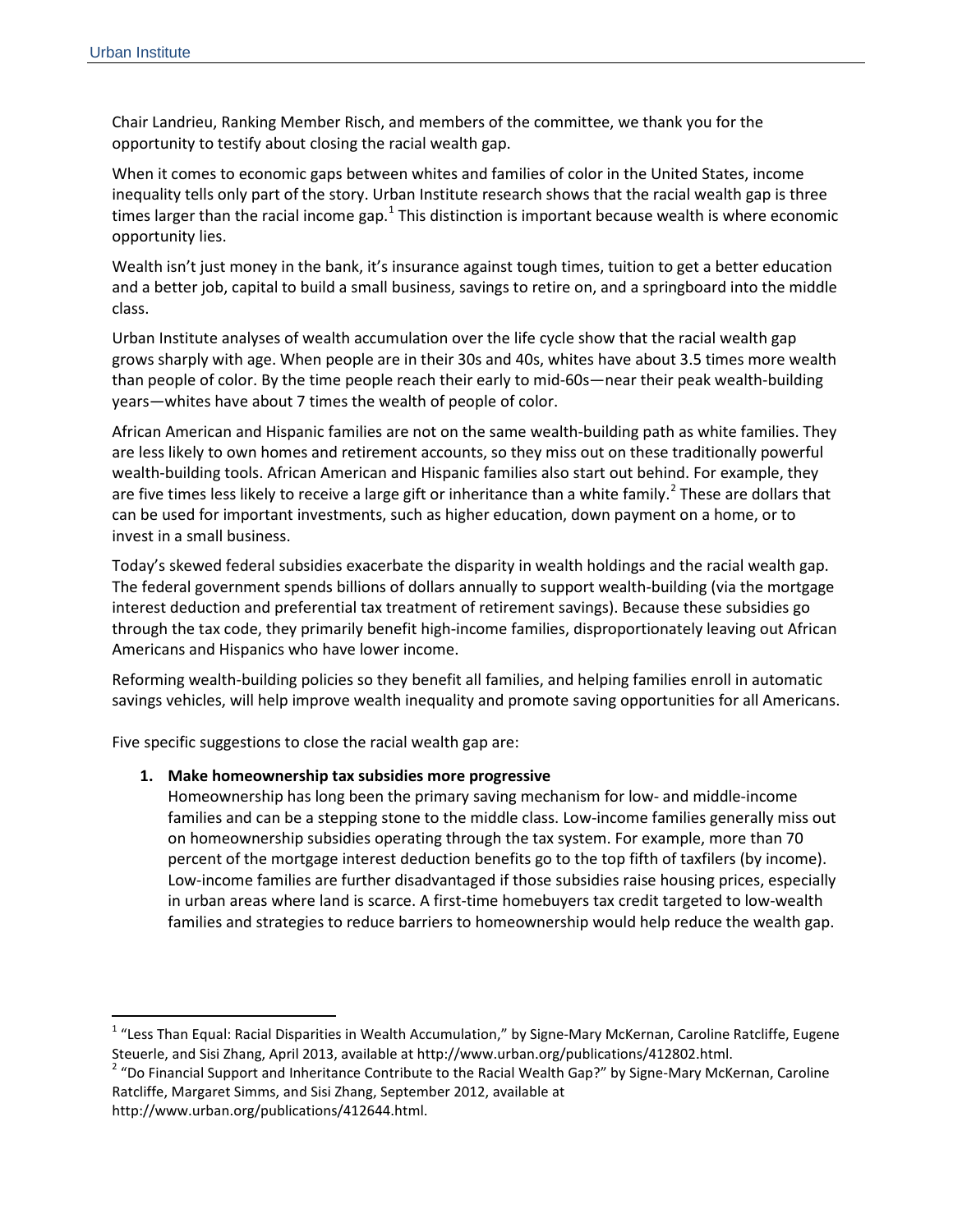Chair Landrieu, Ranking Member Risch, and members of the committee, we thank you for the opportunity to testify about closing the racial wealth gap.

When it comes to economic gaps between whites and families of color in the United States, income inequality tells only part of the story. Urban Institute research shows that the racial wealth gap is three times larger than the racial income gap.[1] This distinction is important because wealth is where economic opportunity lies.

Wealth isn't just money in the bank, it's insurance against tough times, tuition to get a better education and a better job, capital to build a small business, savings to retire on, and a springboard into the middle class.

Urban Institute analyses of wealth accumulation over the life cycle show that the racial wealth gap grows sharply with age. When people are in their 30s and 40s, whites have about 3.5 times more wealth than people of color. By the time people reach their early to mid-60s—near their peak wealth-building years—whites have about 7 times the wealth of people of color.

African American and Hispanic families are not on the same wealth-building path as white families. They are less likely to own homes and retirement accounts, so they miss out on these traditionally powerful wealth-building tools. African American and Hispanic families also start out behind. For example, they are five times less likely to receive a large gift or inheritance than a white family.[2] These are dollars that can be used for important investments, such as higher education, down payment on a home, or to invest in a small business.

Today's skewed federal subsidies exacerbate the disparity in wealth holdings and the racial wealth gap. The federal government spends billions of dollars annually to support wealth-building (via the mortgage interest deduction and preferential tax treatment of retirement savings). Because these subsidies go through the tax code, they primarily benefit high-income families, disproportionately leaving out African Americans and Hispanics who have lower income.

Reforming wealth-building policies so they benefit all families, and helping families enroll in automatic savings vehicles, will help improve wealth inequality and promote saving opportunities for all Americans.

Five specific suggestions to close the racial wealth gap are:

1. **Make homeownership tax subsidies more progressive**
   Homeownership has long been the primary saving mechanism for low- and middle-income families and can be a stepping stone to the middle class. Low-income families generally miss out on homeownership subsidies operating through the tax system. For example, more than 70 percent of the mortgage interest deduction benefits go to the top fifth of taxfilers (by income). Low-income families are further disadvantaged if those subsidies raise housing prices, especially in urban areas where land is scarce. A first-time homebuyers tax credit targeted to low-wealth families and strategies to reduce barriers to homeownership would help reduce the wealth gap.

---

[1] "Less Than Equal: Racial Disparities in Wealth Accumulation," by Signe-Mary McKernan, Caroline Ratcliffe, Eugene Steuerle, and Sisi Zhang, April 2013, available at http://www.urban.org/publications/412802.html.

[2] "Do Financial Support and Inheritance Contribute to the Racial Wealth Gap?" by Signe-Mary McKernan, Caroline Ratcliffe, Margaret Simms, and Sisi Zhang, September 2012, available at http://www.urban.org/publications/412644.html.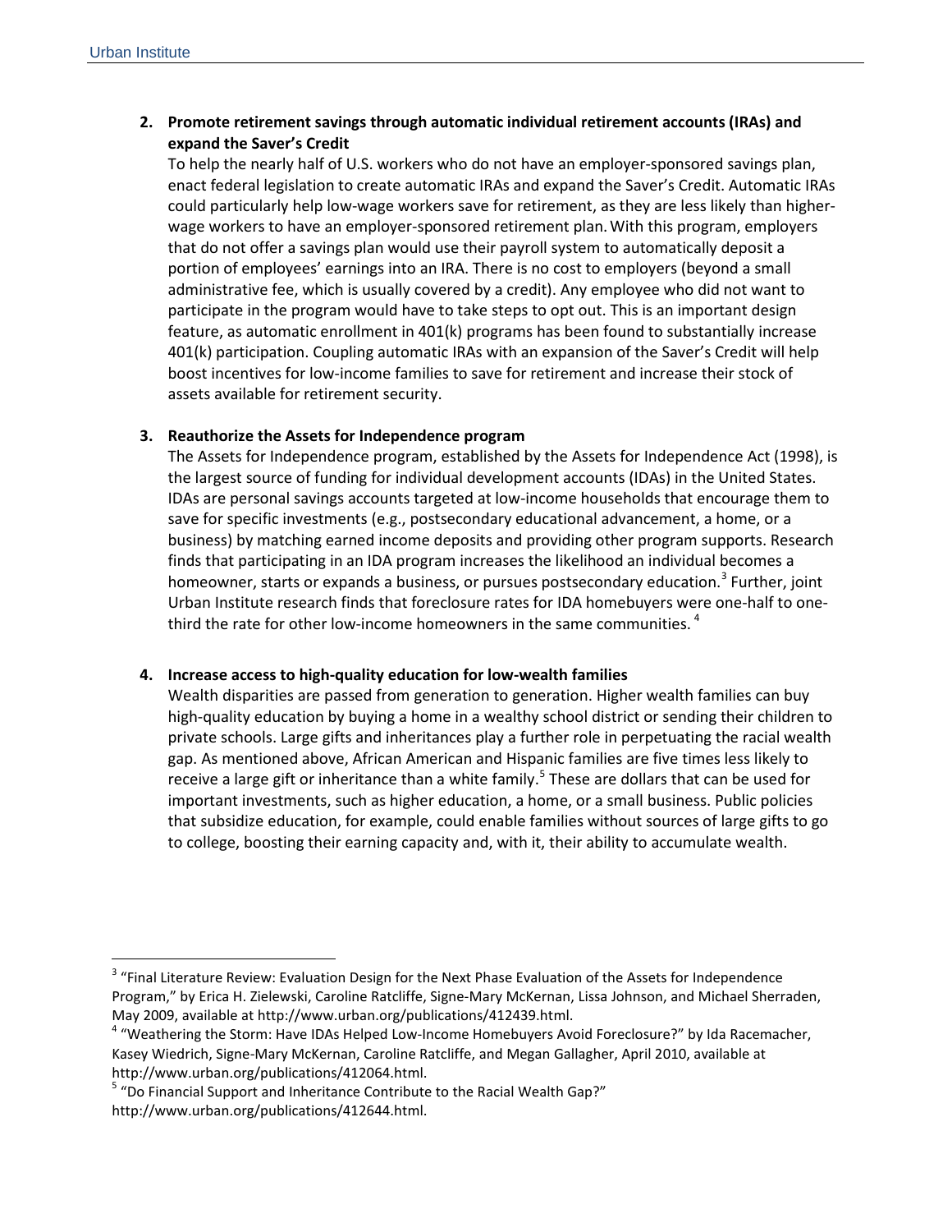2. **Promote retirement savings through automatic individual retirement accounts (IRAs) and expand the Saver's Credit**
   To help the nearly half of U.S. workers who do not have an employer-sponsored savings plan, enact federal legislation to create automatic IRAs and expand the Saver's Credit. Automatic IRAs could particularly help low-wage workers save for retirement, as they are less likely than higher-wage workers to have an employer-sponsored retirement plan. With this program, employers that do not offer a savings plan would use their payroll system to automatically deposit a portion of employees' earnings into an IRA. There is no cost to employers (beyond a small administrative fee, which is usually covered by a credit). Any employee who did not want to participate in the program would have to take steps to opt out. This is an important design feature, as automatic enrollment in 401(k) programs has been found to substantially increase 401(k) participation. Coupling automatic IRAs with an expansion of the Saver's Credit will help boost incentives for low-income families to save for retirement and increase their stock of assets available for retirement security.

3. **Reauthorize the Assets for Independence program**
   The Assets for Independence program, established by the Assets for Independence Act (1998), is the largest source of funding for individual development accounts (IDAs) in the United States. IDAs are personal savings accounts targeted at low-income households that encourage them to save for specific investments (e.g., postsecondary educational advancement, a home, or a business) by matching earned income deposits and providing other program supports. Research finds that participating in an IDA program increases the likelihood an individual becomes a homeowner, starts or expands a business, or pursues postsecondary education.[3] Further, joint Urban Institute research finds that foreclosure rates for IDA homebuyers were one-half to one-third the rate for other low-income homeowners in the same communities.[4]

4. **Increase access to high-quality education for low-wealth families**
   Wealth disparities are passed from generation to generation. Higher wealth families can buy high-quality education by buying a home in a wealthy school district or sending their children to private schools. Large gifts and inheritances play a further role in perpetuating the racial wealth gap. As mentioned above, African American and Hispanic families are five times less likely to receive a large gift or inheritance than a white family.[5] These are dollars that can be used for important investments, such as higher education, a home, or a small business. Public policies that subsidize education, for example, could enable families without sources of large gifts to go to college, boosting their earning capacity and, with it, their ability to accumulate wealth.

---

[3] "Final Literature Review: Evaluation Design for the Next Phase Evaluation of the Assets for Independence Program," by Erica H. Zielewski, Caroline Ratcliffe, Signe-Mary McKernan, Lissa Johnson, and Michael Sherraden, May 2009, available at http://www.urban.org/publications/412439.html.

[4] "Weathering the Storm: Have IDAs Helped Low-Income Homebuyers Avoid Foreclosure?" by Ida Racemacher, Kasey Wiedrich, Signe-Mary McKernan, Caroline Ratcliffe, and Megan Gallagher, April 2010, available at http://www.urban.org/publications/412064.html.

[5] "Do Financial Support and Inheritance Contribute to the Racial Wealth Gap?" http://www.urban.org/publications/412644.html.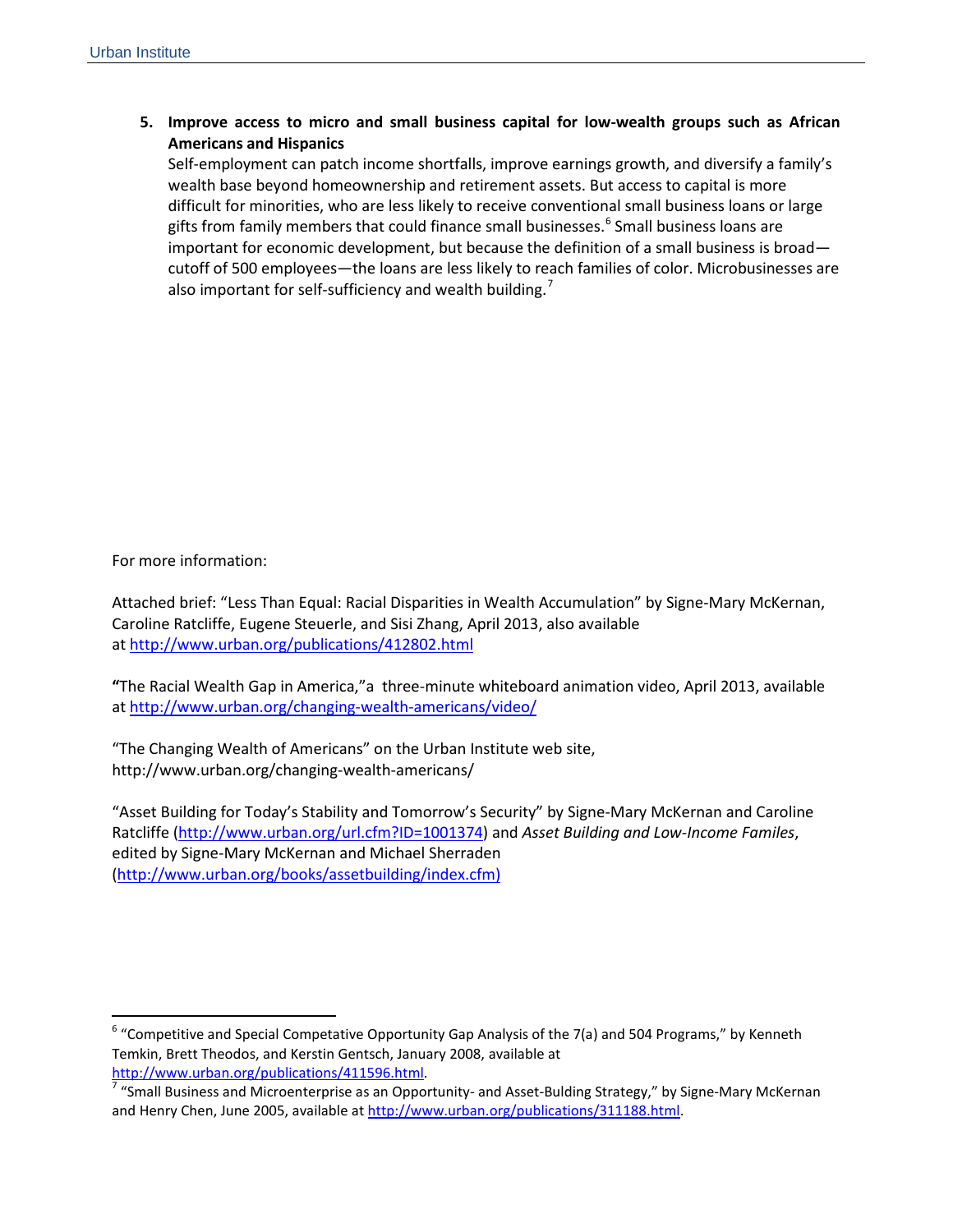5. **Improve access to micro and small business capital for low-wealth groups such as African Americans and Hispanics**
   Self-employment can patch income shortfalls, improve earnings growth, and diversify a family's wealth base beyond homeownership and retirement assets. But access to capital is more difficult for minorities, who are less likely to receive conventional small business loans or large gifts from family members that could finance small businesses.[6] Small business loans are important for economic development, but because the definition of a small business is broad—cutoff of 500 employees—the loans are less likely to reach families of color. Microbusinesses are also important for self-sufficiency and wealth building.[7]

For more information:

Attached brief: "Less Than Equal: Racial Disparities in Wealth Accumulation" by Signe-Mary McKernan, Caroline Ratcliffe, Eugene Steuerle, and Sisi Zhang, April 2013, also available at http://www.urban.org/publications/412802.html

**"**The Racial Wealth Gap in America,"a three-minute whiteboard animation video, April 2013, available at http://www.urban.org/changing-wealth-americans/video/

"The Changing Wealth of Americans" on the Urban Institute web site, http://www.urban.org/changing-wealth-americans/

"Asset Building for Today's Stability and Tomorrow's Security" by Signe-Mary McKernan and Caroline Ratcliffe (http://www.urban.org/url.cfm?ID=1001374) and *Asset Building and Low-Income Familes*, edited by Signe-Mary McKernan and Michael Sherraden (http://www.urban.org/books/assetbuilding/index.cfm)

---

[6] "Competitive and Special Competative Opportunity Gap Analysis of the 7(a) and 504 Programs," by Kenneth Temkin, Brett Theodos, and Kerstin Gentsch, January 2008, available at http://www.urban.org/publications/411596.html.

[7] "Small Business and Microenterprise as an Opportunity- and Asset-Bulding Strategy," by Signe-Mary McKernan and Henry Chen, June 2005, available at http://www.urban.org/publications/311188.html.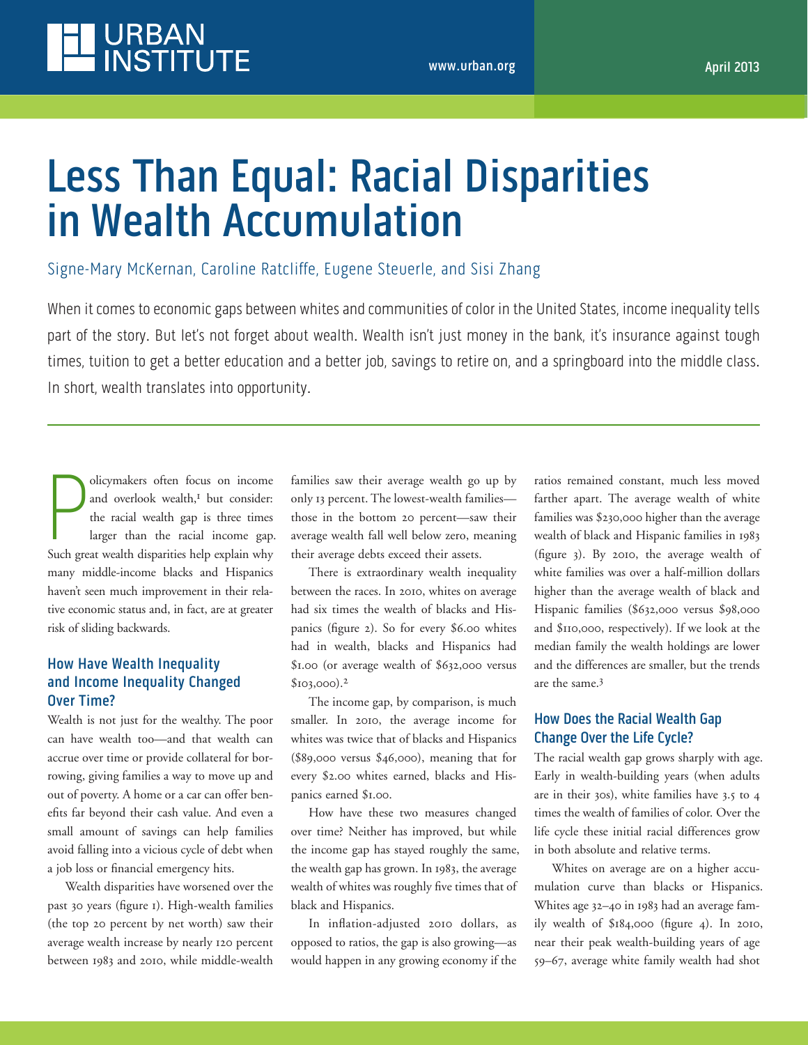# Less Than Equal: Racial Disparities in Wealth Accumulation

Signe-Mary McKernan, Caroline Ratcliffe, Eugene Steuerle, and Sisi Zhang

When it comes to economic gaps between whites and communities of color in the United States, income inequality tells part of the story. But let's not forget about wealth. Wealth isn't just money in the bank, it's insurance against tough times, tuition to get a better education and a better job, savings to retire on, and a springboard into the middle class. In short, wealth translates into opportunity.

---

Policymakers often focus on income and overlook wealth,[1] but consider: the racial wealth gap is three times larger than the racial income gap. Such great wealth disparities help explain why many middle-income blacks and Hispanics haven't seen much improvement in their relative economic status and, in fact, are at greater risk of sliding backwards.

### How Have Wealth Inequality and Income Inequality Changed Over Time?

Wealth is not just for the wealthy. The poor can have wealth too—and that wealth can accrue over time or provide collateral for borrowing, giving families a way to move up and out of poverty. A home or a car can offer benefits far beyond their cash value. And even a small amount of savings can help families avoid falling into a vicious cycle of debt when a job loss or financial emergency hits.

Wealth disparities have worsened over the past 30 years (figure 1). High-wealth families (the top 20 percent by net worth) saw their average wealth increase by nearly 120 percent between 1983 and 2010, while middle-wealth families saw their average wealth go up by only 13 percent. The lowest-wealth families—those in the bottom 20 percent—saw their average wealth fall well below zero, meaning their average debts exceed their assets.

There is extraordinary wealth inequality between the races. In 2010, whites on average had six times the wealth of blacks and Hispanics (figure 2). So for every $6.00 whites had in wealth, blacks and Hispanics had $1.00 (or average wealth of $632,000 versus $103,000).[2]

The income gap, by comparison, is much smaller. In 2010, the average income for whites was twice that of blacks and Hispanics ($89,000 versus $46,000), meaning that for every $2.00 whites earned, blacks and Hispanics earned $1.00.

How have these two measures changed over time? Neither has improved, but while the income gap has stayed roughly the same, the wealth gap has grown. In 1983, the average wealth of whites was roughly five times that of black and Hispanics.

In inflation-adjusted 2010 dollars, as opposed to ratios, the gap is also growing—as would happen in any growing economy if the ratios remained constant, much less moved farther apart. The average wealth of white families was $230,000 higher than the average wealth of black and Hispanic families in 1983 (figure 3). By 2010, the average wealth of white families was over a half-million dollars higher than the average wealth of black and Hispanic families ($632,000 versus $98,000 and $110,000, respectively). If we look at the median family the wealth holdings are lower and the differences are smaller, but the trends are the same.[3]

### How Does the Racial Wealth Gap Change Over the Life Cycle?

The racial wealth gap grows sharply with age. Early in wealth-building years (when adults are in their 30s), white families have 3.5 to 4 times the wealth of families of color. Over the life cycle these initial racial differences grow in both absolute and relative terms.

Whites on average are on a higher accumulation curve than blacks or Hispanics. Whites age 32–40 in 1983 had an average family wealth of $184,000 (figure 4). In 2010, near their peak wealth-building years of age 59–67, average white family wealth had shot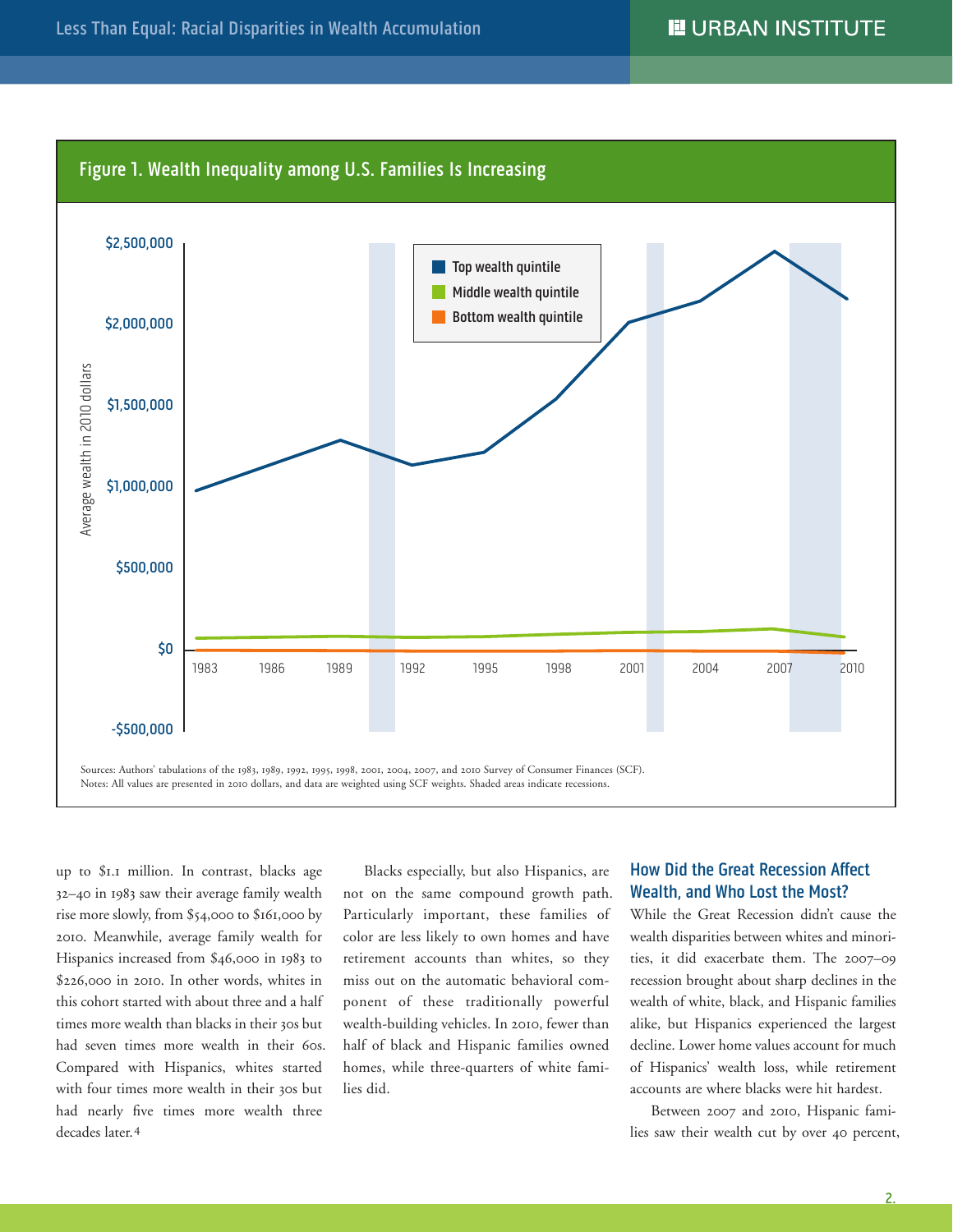## Figure 1. Wealth Inequality among U.S. Families Is Increasing

Sources: Authors' tabulations of the 1983, 1989, 1992, 1995, 1998, 2001, 2004, 2007, and 2010 Survey of Consumer Finances (SCF).
Notes: All values are presented in 2010 dollars, and data are weighted using SCF weights. Shaded areas indicate recessions.

up to $1.1 million. In contrast, blacks age 32–40 in 1983 saw their average family wealth rise more slowly, from $54,000 to $161,000 by 2010. Meanwhile, average family wealth for Hispanics increased from $46,000 in 1983 to $226,000 in 2010. In other words, whites in this cohort started with about three and a half times more wealth than blacks in their 30s but had seven times more wealth in their 60s. Compared with Hispanics, whites started with four times more wealth in their 30s but had nearly five times more wealth three decades later.[4]

Blacks especially, but also Hispanics, are not on the same compound growth path. Particularly important, these families of color are less likely to own homes and have retirement accounts than whites, so they miss out on the automatic behavioral component of these traditionally powerful wealth-building vehicles. In 2010, fewer than half of black and Hispanic families owned homes, while three-quarters of white families did.

### How Did the Great Recession Affect Wealth, and Who Lost the Most?

While the Great Recession didn't cause the wealth disparities between whites and minorities, it did exacerbate them. The 2007–09 recession brought about sharp declines in the wealth of white, black, and Hispanic families alike, but Hispanics experienced the largest decline. Lower home values account for much of Hispanics' wealth loss, while retirement accounts are where blacks were hit hardest.

Between 2007 and 2010, Hispanic families saw their wealth cut by over 40 percent,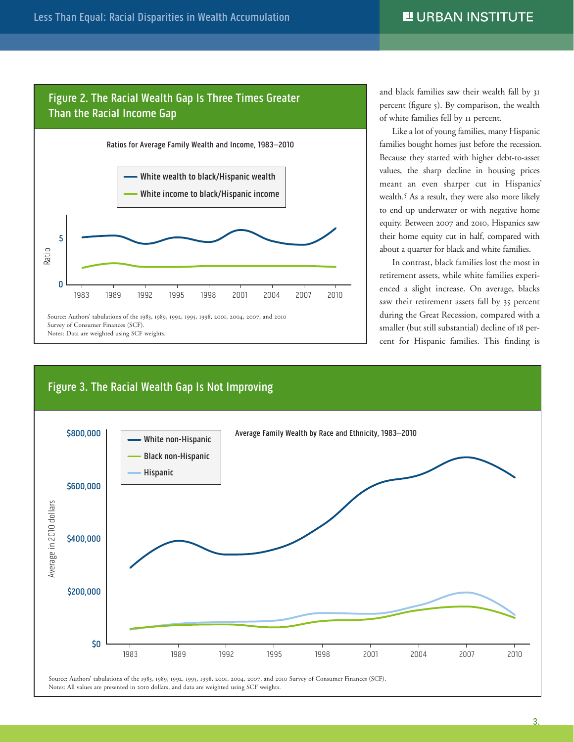### Figure 2. The Racial Wealth Gap Is Three Times Greater Than the Racial Income Gap

Ratios for Average Family Wealth and Income, 1983–2010

- White wealth to black/Hispanic wealth
- White income to black/Hispanic income

Source: Authors' tabulations of the 1983, 1989, 1992, 1995, 1998, 2001, 2004, 2007, and 2010 Survey of Consumer Finances (SCF).
Notes: Data are weighted using SCF weights.

and black families saw their wealth fall by 31 percent (figure 5). By comparison, the wealth of white families fell by 11 percent.

Like a lot of young families, many Hispanic families bought homes just before the recession. Because they started with higher debt-to-asset values, the sharp decline in housing prices meant an even sharper cut in Hispanics' wealth.[5] As a result, they were also more likely to end up underwater or with negative home equity. Between 2007 and 2010, Hispanics saw their home equity cut in half, compared with about a quarter for black and white families.

In contrast, black families lost the most in retirement assets, while white families experienced a slight increase. On average, blacks saw their retirement assets fall by 35 percent during the Great Recession, compared with a smaller (but still substantial) decline of 18 percent for Hispanic families. This finding is

### Figure 3. The Racial Wealth Gap Is Not Improving

Average Family Wealth by Race and Ethnicity, 1983–2010

- White non-Hispanic
- Black non-Hispanic
- Hispanic

Source: Authors' tabulations of the 1983, 1989, 1992, 1995, 1998, 2001, 2004, 2007, and 2010 Survey of Consumer Finances (SCF).
Notes: All values are presented in 2010 dollars, and data are weighted using SCF weights.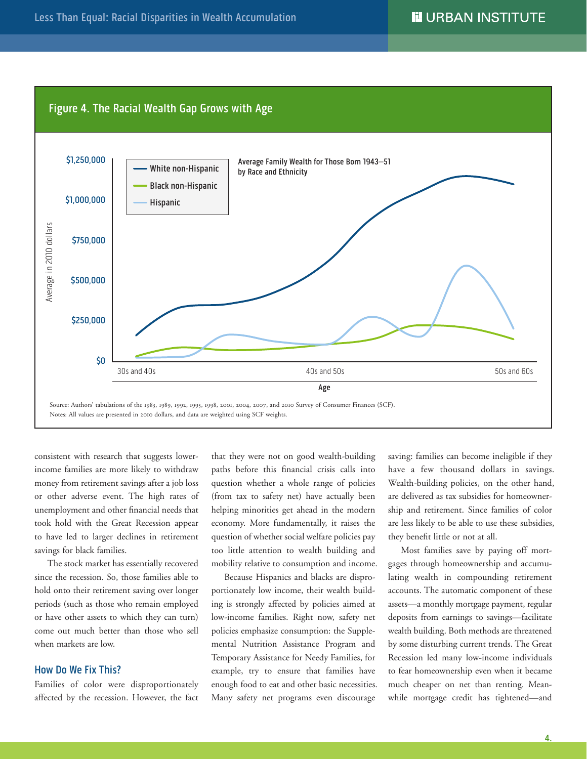## Figure 4. The Racial Wealth Gap Grows with Age

Average Family Wealth for Those Born 1943–51 by Race and Ethnicity

White non-Hispanic
Black non-Hispanic
Hispanic

Average in 2010 dollars

$1,250,000
$1,000,000
$750,000
$500,000
$250,000
$0

30s and 40s
40s and 50s
50s and 60s

Age

Source: Authors' tabulations of the 1983, 1989, 1992, 1995, 1998, 2001, 2004, 2007, and 2010 Survey of Consumer Finances (SCF).
Notes: All values are presented in 2010 dollars, and data are weighted using SCF weights.

consistent with research that suggests lower-income families are more likely to withdraw money from retirement savings after a job loss or other adverse event. The high rates of unemployment and other financial needs that took hold with the Great Recession appear to have led to larger declines in retirement savings for black families.

The stock market has essentially recovered since the recession. So, those families able to hold onto their retirement saving over longer periods (such as those who remain employed or have other assets to which they can turn) come out much better than those who sell when markets are low.

### How Do We Fix This?

Families of color were disproportionately affected by the recession. However, the fact that they were not on good wealth-building paths before this financial crisis calls into question whether a whole range of policies (from tax to safety net) have actually been helping minorities get ahead in the modern economy. More fundamentally, it raises the question of whether social welfare policies pay too little attention to wealth building and mobility relative to consumption and income.

Because Hispanics and blacks are disproportionately low income, their wealth building is strongly affected by policies aimed at low-income families. Right now, safety net policies emphasize consumption: the Supplemental Nutrition Assistance Program and Temporary Assistance for Needy Families, for example, try to ensure that families have enough food to eat and other basic necessities. Many safety net programs even discourage saving: families can become ineligible if they have a few thousand dollars in savings. Wealth-building policies, on the other hand, are delivered as tax subsidies for homeownership and retirement. Since families of color are less likely to be able to use these subsidies, they benefit little or not at all.

Most families save by paying off mortgages through homeownership and accumulating wealth in compounding retirement accounts. The automatic component of these assets—a monthly mortgage payment, regular deposits from earnings to savings—facilitate wealth building. Both methods are threatened by some disturbing current trends. The Great Recession led many low-income individuals to fear homeownership even when it became much cheaper on net than renting. Meanwhile mortgage credit has tightened—and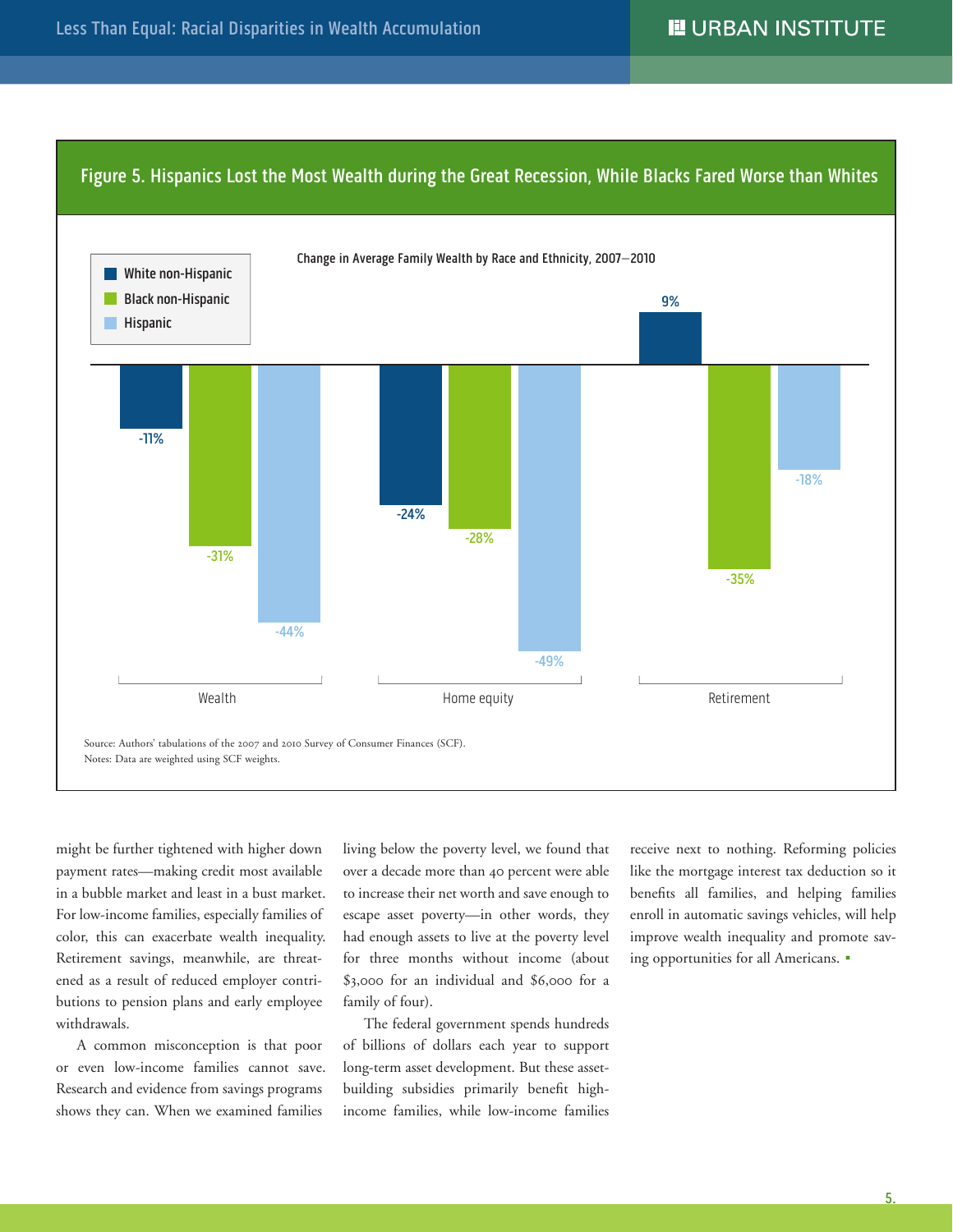**Figure 5. Hispanics Lost the Most Wealth during the Great Recession, While Blacks Fared Worse than Whites**

Change in Average Family Wealth by Race and Ethnicity, 2007–2010

| | White non-Hispanic | Black non-Hispanic | Hispanic |
|---|---|---|---|
| Wealth | -11% | -31% | -44% |
| Home equity | -24% | -28% | -49% |
| Retirement | 9% | -35% | -18% |

Source: Authors' tabulations of the 2007 and 2010 Survey of Consumer Finances (SCF).
Notes: Data are weighted using SCF weights.

might be further tightened with higher down payment rates—making credit most available in a bubble market and least in a bust market. For low-income families, especially families of color, this can exacerbate wealth inequality. Retirement savings, meanwhile, are threatened as a result of reduced employer contributions to pension plans and early employee withdrawals.

A common misconception is that poor or even low-income families cannot save. Research and evidence from savings programs shows they can. When we examined families living below the poverty level, we found that over a decade more than 40 percent were able to increase their net worth and save enough to escape asset poverty—in other words, they had enough assets to live at the poverty level for three months without income (about $3,000 for an individual and $6,000 for a family of four).

The federal government spends hundreds of billions of dollars each year to support long-term asset development. But these asset-building subsidies primarily benefit high-income families, while low-income families receive next to nothing. Reforming policies like the mortgage interest tax deduction so it benefits all families, and helping families enroll in automatic savings vehicles, will help improve wealth inequality and promote saving opportunities for all Americans.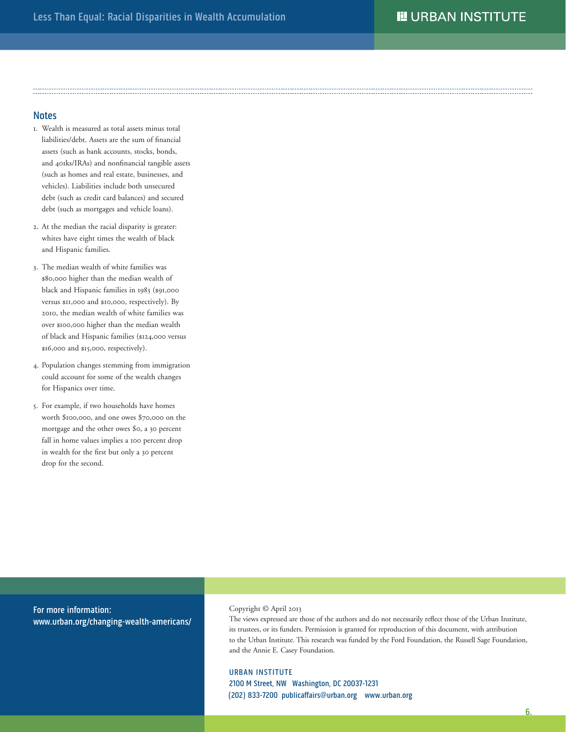## Notes

1. Wealth is measured as total assets minus total liabilities/debt. Assets are the sum of financial assets (such as bank accounts, stocks, bonds, and 401ks/IRAs) and nonfinancial tangible assets (such as homes and real estate, businesses, and vehicles). Liabilities include both unsecured debt (such as credit card balances) and secured debt (such as mortgages and vehicle loans).

2. At the median the racial disparity is greater: whites have eight times the wealth of black and Hispanic families.

3. The median wealth of white families was $80,000 higher than the median wealth of black and Hispanic families in 1983 ($91,000 versus $11,000 and $10,000, respectively). By 2010, the median wealth of white families was over $100,000 higher than the median wealth of black and Hispanic families ($124,000 versus $16,000 and $15,000, respectively).

4. Population changes stemming from immigration could account for some of the wealth changes for Hispanics over time.

5. For example, if two households have homes worth $100,000, and one owes $70,000 on the mortgage and the other owes $0, a 30 percent fall in home values implies a 100 percent drop in wealth for the first but only a 30 percent drop for the second.

**For more information:**
www.urban.org/changing-wealth-americans/

Copyright © April 2013

The views expressed are those of the authors and do not necessarily reflect those of the Urban Institute, its trustees, or its funders. Permission is granted for reproduction of this document, with attribution to the Urban Institute. This research was funded by the Ford Foundation, the Russell Sage Foundation, and the Annie E. Casey Foundation.

URBAN INSTITUTE
2100 M Street, NW Washington, DC 20037-1231
(202) 833-7200 publicaffairs@urban.org www.urban.org